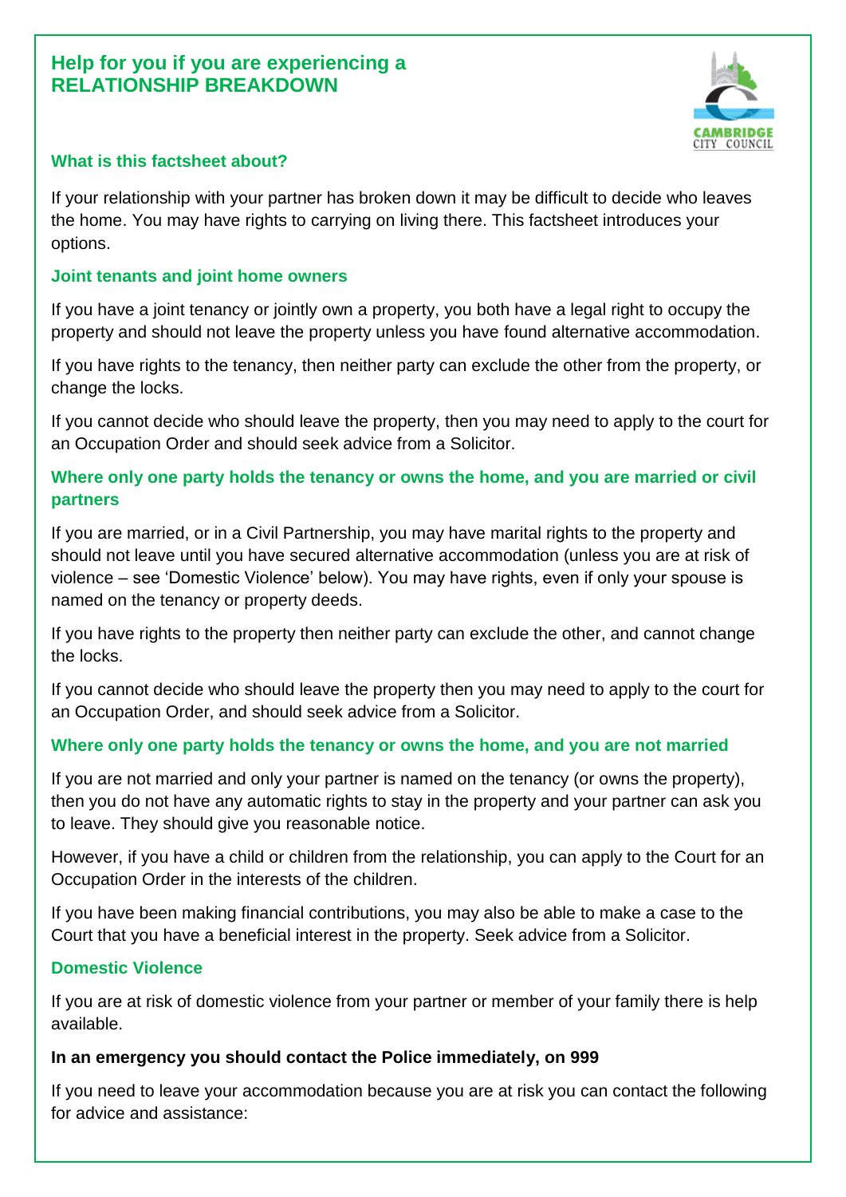# Help for you if you are experiencing a RELATIONSHIP BREAKDOWN

## What is this factsheet about?

If your relationship with your partner has broken down it may be difficult to decide who leaves the home. You may have rights to carrying on living there. This factsheet introduces your options.

## Joint tenants and joint home owners

If you have a joint tenancy or jointly own a property, you both have a legal right to occupy the property and should not leave the property unless you have found alternative accommodation.

If you have rights to the tenancy, then neither party can exclude the other from the property, or change the locks.

If you cannot decide who should leave the property, then you may need to apply to the court for an Occupation Order and should seek advice from a Solicitor.

## Where only one party holds the tenancy or owns the home, and you are married or civil partners

If you are married, or in a Civil Partnership, you may have marital rights to the property and should not leave until you have secured alternative accommodation (unless you are at risk of violence – see 'Domestic Violence' below). You may have rights, even if only your spouse is named on the tenancy or property deeds.

If you have rights to the property then neither party can exclude the other, and cannot change the locks.

If you cannot decide who should leave the property then you may need to apply to the court for an Occupation Order, and should seek advice from a Solicitor.

## Where only one party holds the tenancy or owns the home, and you are not married

If you are not married and only your partner is named on the tenancy (or owns the property), then you do not have any automatic rights to stay in the property and your partner can ask you to leave. They should give you reasonable notice.

However, if you have a child or children from the relationship, you can apply to the Court for an Occupation Order in the interests of the children.

If you have been making financial contributions, you may also be able to make a case to the Court that you have a beneficial interest in the property. Seek advice from a Solicitor.

## Domestic Violence

If you are at risk of domestic violence from your partner or member of your family there is help available.

**In an emergency you should contact the Police immediately, on 999**

If you need to leave your accommodation because you are at risk you can contact the following for advice and assistance: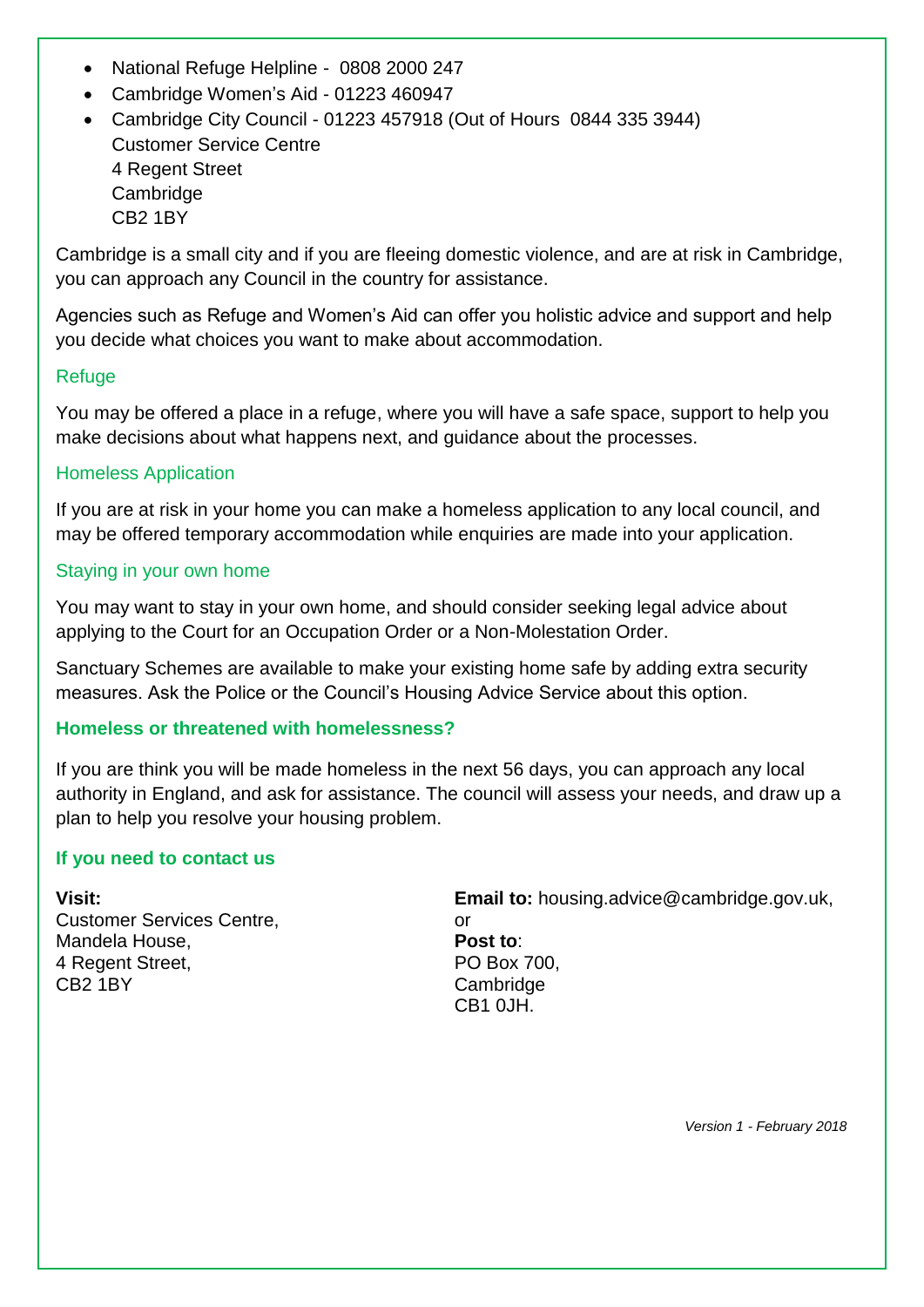- National Refuge Helpline - 0808 2000 247
- Cambridge Women's Aid - 01223 460947
- Cambridge City Council - 01223 457918 (Out of Hours 0844 335 3944)
  Customer Service Centre
  4 Regent Street
  Cambridge
  CB2 1BY

Cambridge is a small city and if you are fleeing domestic violence, and are at risk in Cambridge, you can approach any Council in the country for assistance.

Agencies such as Refuge and Women's Aid can offer you holistic advice and support and help you decide what choices you want to make about accommodation.

### Refuge

You may be offered a place in a refuge, where you will have a safe space, support to help you make decisions about what happens next, and guidance about the processes.

### Homeless Application

If you are at risk in your home you can make a homeless application to any local council, and may be offered temporary accommodation while enquiries are made into your application.

### Staying in your own home

You may want to stay in your own home, and should consider seeking legal advice about applying to the Court for an Occupation Order or a Non-Molestation Order.

Sanctuary Schemes are available to make your existing home safe by adding extra security measures. Ask the Police or the Council's Housing Advice Service about this option.

## Homeless or threatened with homelessness?

If you are think you will be made homeless in the next 56 days, you can approach any local authority in England, and ask for assistance. The council will assess your needs, and draw up a plan to help you resolve your housing problem.

## If you need to contact us

**Visit:**
Customer Services Centre,
Mandela House,
4 Regent Street,
CB2 1BY

**Email to:** housing.advice@cambridge.gov.uk,
or
**Post to**:
PO Box 700,
Cambridge
CB1 0JH.

*Version 1 - February 2018*